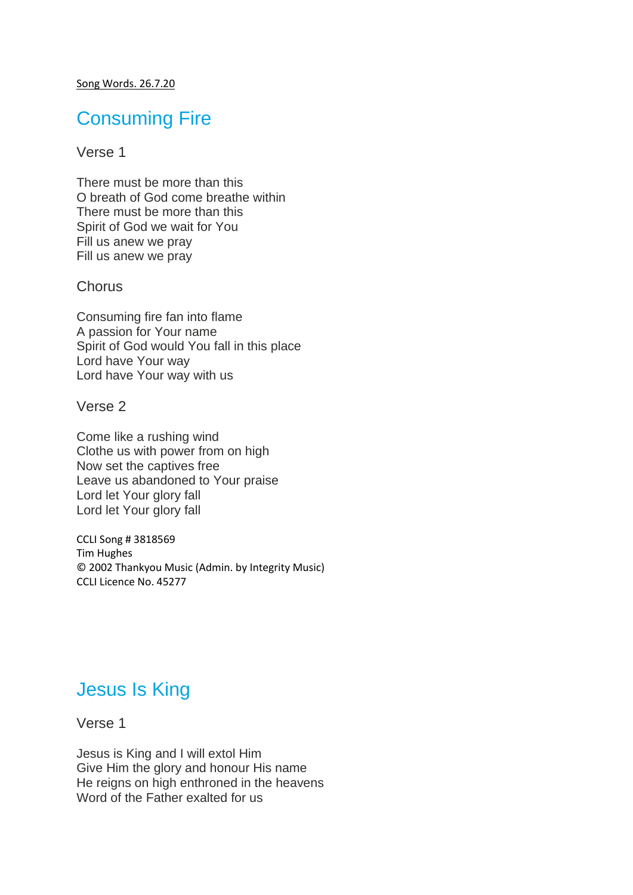Song Words. 26.7.20

# Consuming Fire

## Verse 1

There must be more than this
O breath of God come breathe within
There must be more than this
Spirit of God we wait for You
Fill us anew we pray
Fill us anew we pray

## Chorus

Consuming fire fan into flame
A passion for Your name
Spirit of God would You fall in this place
Lord have Your way
Lord have Your way with us

## Verse 2

Come like a rushing wind
Clothe us with power from on high
Now set the captives free
Leave us abandoned to Your praise
Lord let Your glory fall
Lord let Your glory fall

CCLI Song # 3818569
Tim Hughes
© 2002 Thankyou Music (Admin. by Integrity Music)
CCLI Licence No. 45277

# Jesus Is King

## Verse 1

Jesus is King and I will extol Him
Give Him the glory and honour His name
He reigns on high enthroned in the heavens
Word of the Father exalted for us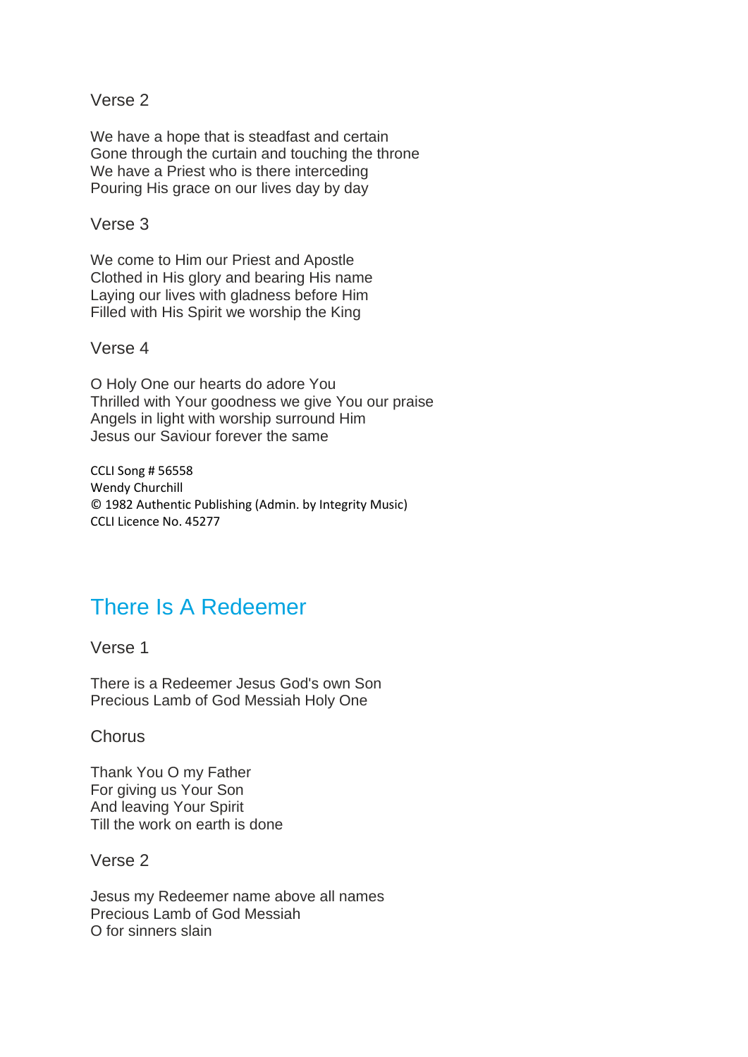Verse 2

We have a hope that is steadfast and certain
Gone through the curtain and touching the throne
We have a Priest who is there interceding
Pouring His grace on our lives day by day

Verse 3

We come to Him our Priest and Apostle
Clothed in His glory and bearing His name
Laying our lives with gladness before Him
Filled with His Spirit we worship the King

Verse 4

O Holy One our hearts do adore You
Thrilled with Your goodness we give You our praise
Angels in light with worship surround Him
Jesus our Saviour forever the same

CCLI Song # 56558
Wendy Churchill
© 1982 Authentic Publishing (Admin. by Integrity Music)
CCLI Licence No. 45277

## There Is A Redeemer

Verse 1

There is a Redeemer Jesus God's own Son
Precious Lamb of God Messiah Holy One

Chorus

Thank You O my Father
For giving us Your Son
And leaving Your Spirit
Till the work on earth is done

Verse 2

Jesus my Redeemer name above all names
Precious Lamb of God Messiah
O for sinners slain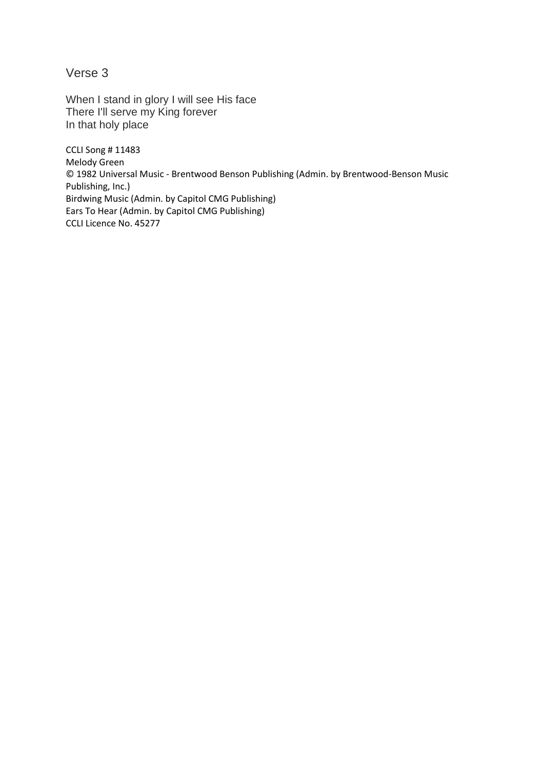Verse 3

When I stand in glory I will see His face
There I'll serve my King forever
In that holy place

CCLI Song # 11483
Melody Green
© 1982 Universal Music - Brentwood Benson Publishing (Admin. by Brentwood-Benson Music Publishing, Inc.)
Birdwing Music (Admin. by Capitol CMG Publishing)
Ears To Hear (Admin. by Capitol CMG Publishing)
CCLI Licence No. 45277